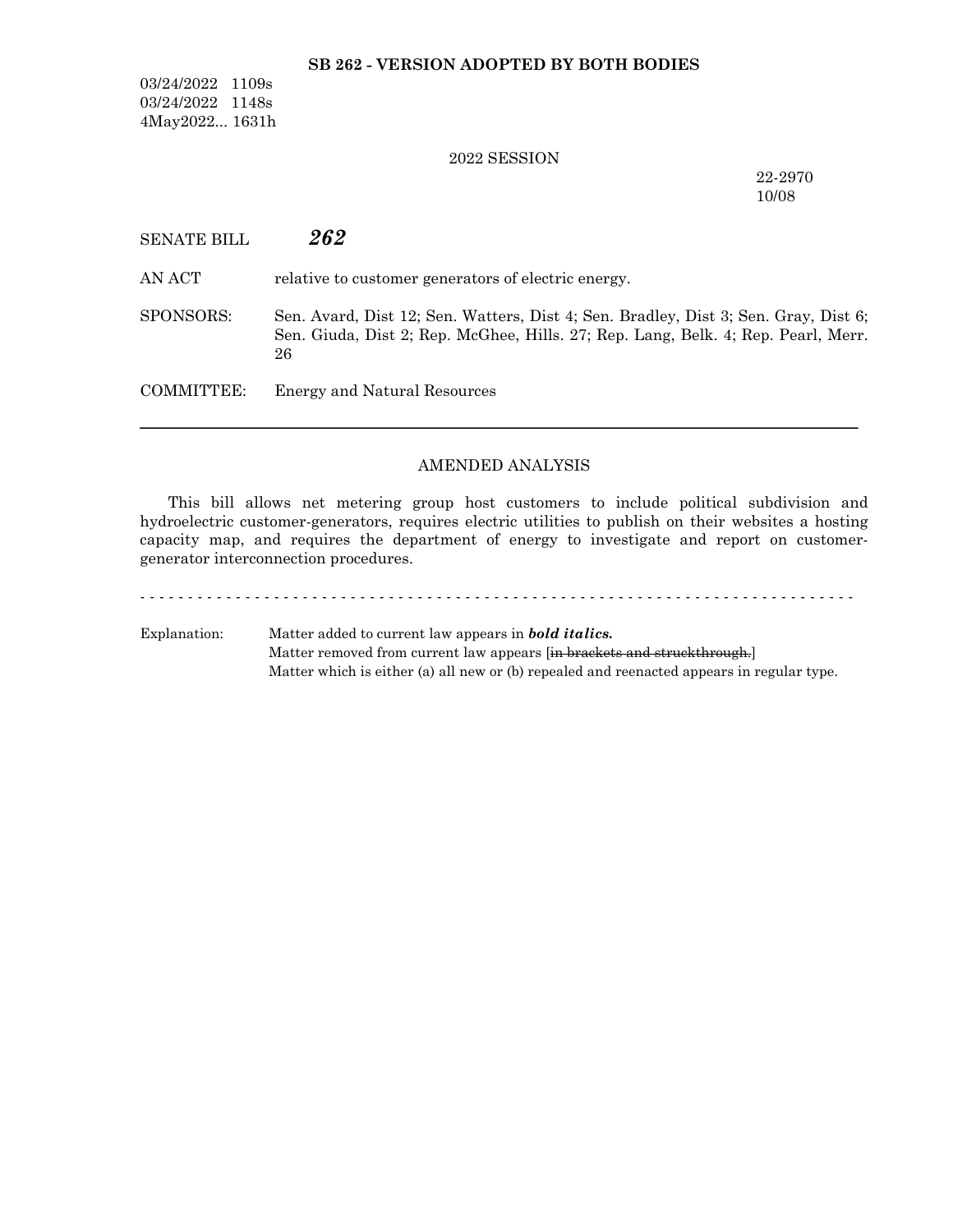**SB 262 - VERSION ADOPTED BY BOTH BODIES**

03/24/2022 1109s
03/24/2022 1148s
4May2022... 1631h

2022 SESSION

22-2970
10/08

SENATE BILL ***262***

AN ACT relative to customer generators of electric energy.

SPONSORS: Sen. Avard, Dist 12; Sen. Watters, Dist 4; Sen. Bradley, Dist 3; Sen. Gray, Dist 6; Sen. Giuda, Dist 2; Rep. McGhee, Hills. 27; Rep. Lang, Belk. 4; Rep. Pearl, Merr. 26

COMMITTEE: Energy and Natural Resources

---

AMENDED ANALYSIS

This bill allows net metering group host customers to include political subdivision and hydroelectric customer-generators, requires electric utilities to publish on their websites a hosting capacity map, and requires the department of energy to investigate and report on customer-generator interconnection procedures.

- - - - - - - - - - - - - - - - - - - - - - - - - - - - - - - - - - - - - - - - - - - - - - - - - - - - - - - - - - - - - - - - - - - - - - - - -

Explanation: Matter added to current law appears in ***bold italics.***
Matter removed from current law appears [~~in brackets and struckthrough.~~]
Matter which is either (a) all new or (b) repealed and reenacted appears in regular type.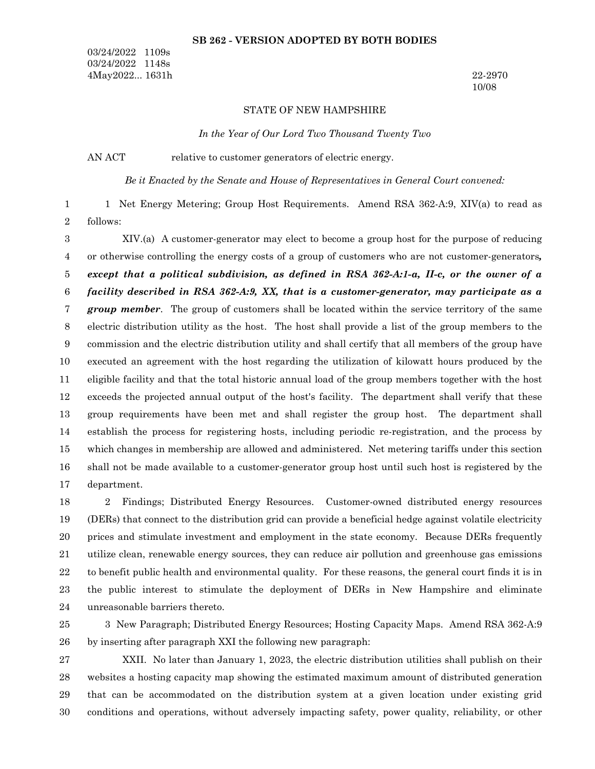**SB 262 - VERSION ADOPTED BY BOTH BODIES**

03/24/2022 1109s
03/24/2022 1148s
4May2022... 1631h

22-2970
10/08

STATE OF NEW HAMPSHIRE

*In the Year of Our Lord Two Thousand Twenty Two*

AN ACT relative to customer generators of electric energy.

*Be it Enacted by the Senate and House of Representatives in General Court convened:*

1 Net Energy Metering; Group Host Requirements. Amend RSA 362-A:9, XIV(a) to read as follows:

XIV.(a) A customer-generator may elect to become a group host for the purpose of reducing or otherwise controlling the energy costs of a group of customers who are not customer-generators***, except that a political subdivision, as defined in RSA 362-A:1-a, II-c, or the owner of a facility described in RSA 362-A:9, XX, that is a customer-generator, may participate as a group member***. The group of customers shall be located within the service territory of the same electric distribution utility as the host. The host shall provide a list of the group members to the commission and the electric distribution utility and shall certify that all members of the group have executed an agreement with the host regarding the utilization of kilowatt hours produced by the eligible facility and that the total historic annual load of the group members together with the host exceeds the projected annual output of the host's facility. The department shall verify that these group requirements have been met and shall register the group host. The department shall establish the process for registering hosts, including periodic re-registration, and the process by which changes in membership are allowed and administered. Net metering tariffs under this section shall not be made available to a customer-generator group host until such host is registered by the department.

2 Findings; Distributed Energy Resources. Customer-owned distributed energy resources (DERs) that connect to the distribution grid can provide a beneficial hedge against volatile electricity prices and stimulate investment and employment in the state economy. Because DERs frequently utilize clean, renewable energy sources, they can reduce air pollution and greenhouse gas emissions to benefit public health and environmental quality. For these reasons, the general court finds it is in the public interest to stimulate the deployment of DERs in New Hampshire and eliminate unreasonable barriers thereto.

3 New Paragraph; Distributed Energy Resources; Hosting Capacity Maps. Amend RSA 362-A:9 by inserting after paragraph XXI the following new paragraph:

XXII. No later than January 1, 2023, the electric distribution utilities shall publish on their websites a hosting capacity map showing the estimated maximum amount of distributed generation that can be accommodated on the distribution system at a given location under existing grid conditions and operations, without adversely impacting safety, power quality, reliability, or other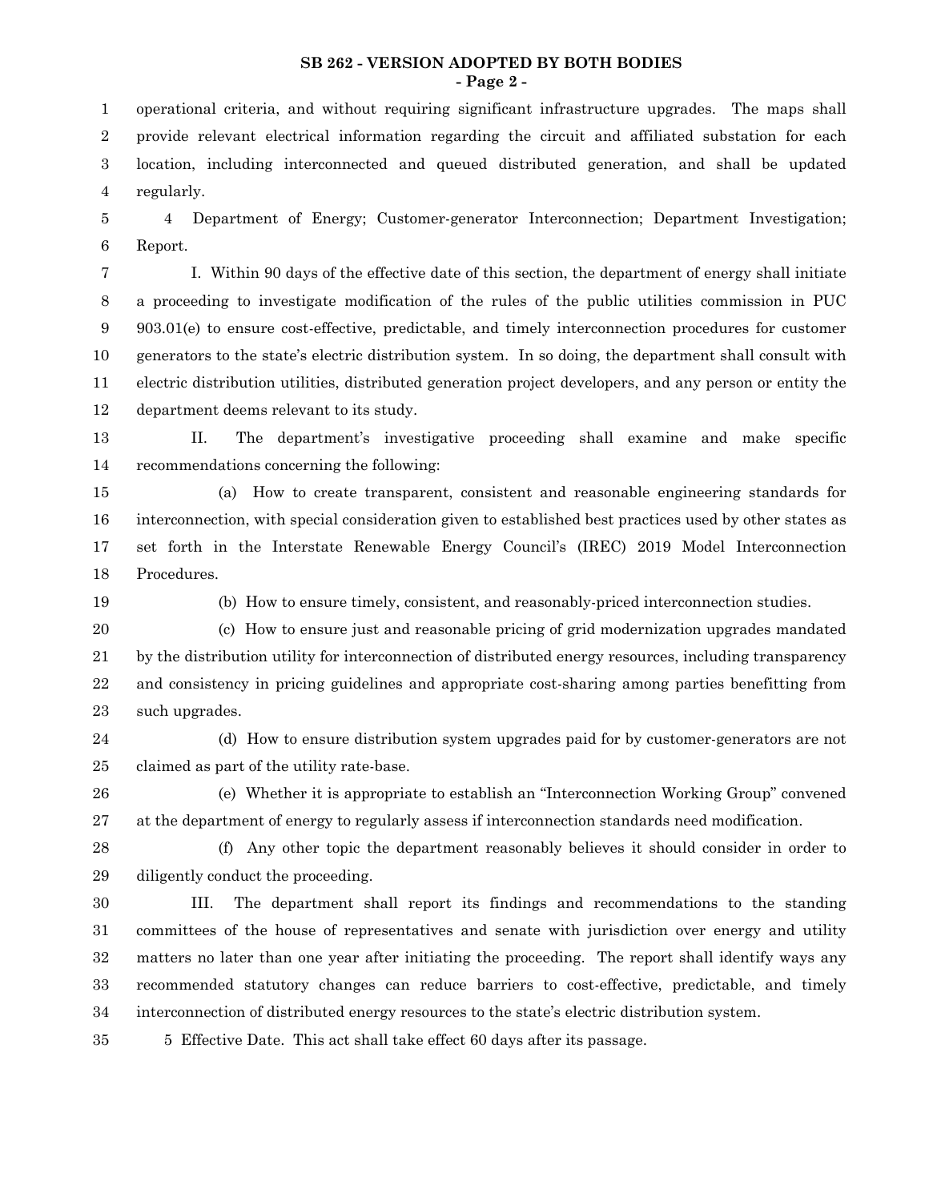operational criteria, and without requiring significant infrastructure upgrades. The maps shall provide relevant electrical information regarding the circuit and affiliated substation for each location, including interconnected and queued distributed generation, and shall be updated regularly.

4 Department of Energy; Customer-generator Interconnection; Department Investigation; Report.

I. Within 90 days of the effective date of this section, the department of energy shall initiate a proceeding to investigate modification of the rules of the public utilities commission in PUC 903.01(e) to ensure cost-effective, predictable, and timely interconnection procedures for customer generators to the state's electric distribution system. In so doing, the department shall consult with electric distribution utilities, distributed generation project developers, and any person or entity the department deems relevant to its study.

II. The department's investigative proceeding shall examine and make specific recommendations concerning the following:

(a) How to create transparent, consistent and reasonable engineering standards for interconnection, with special consideration given to established best practices used by other states as set forth in the Interstate Renewable Energy Council's (IREC) 2019 Model Interconnection Procedures.

(b) How to ensure timely, consistent, and reasonably-priced interconnection studies.

(c) How to ensure just and reasonable pricing of grid modernization upgrades mandated by the distribution utility for interconnection of distributed energy resources, including transparency and consistency in pricing guidelines and appropriate cost-sharing among parties benefitting from such upgrades.

(d) How to ensure distribution system upgrades paid for by customer-generators are not claimed as part of the utility rate-base.

(e) Whether it is appropriate to establish an "Interconnection Working Group" convened at the department of energy to regularly assess if interconnection standards need modification.

(f) Any other topic the department reasonably believes it should consider in order to diligently conduct the proceeding.

III. The department shall report its findings and recommendations to the standing committees of the house of representatives and senate with jurisdiction over energy and utility matters no later than one year after initiating the proceeding. The report shall identify ways any recommended statutory changes can reduce barriers to cost-effective, predictable, and timely interconnection of distributed energy resources to the state's electric distribution system.

5 Effective Date. This act shall take effect 60 days after its passage.